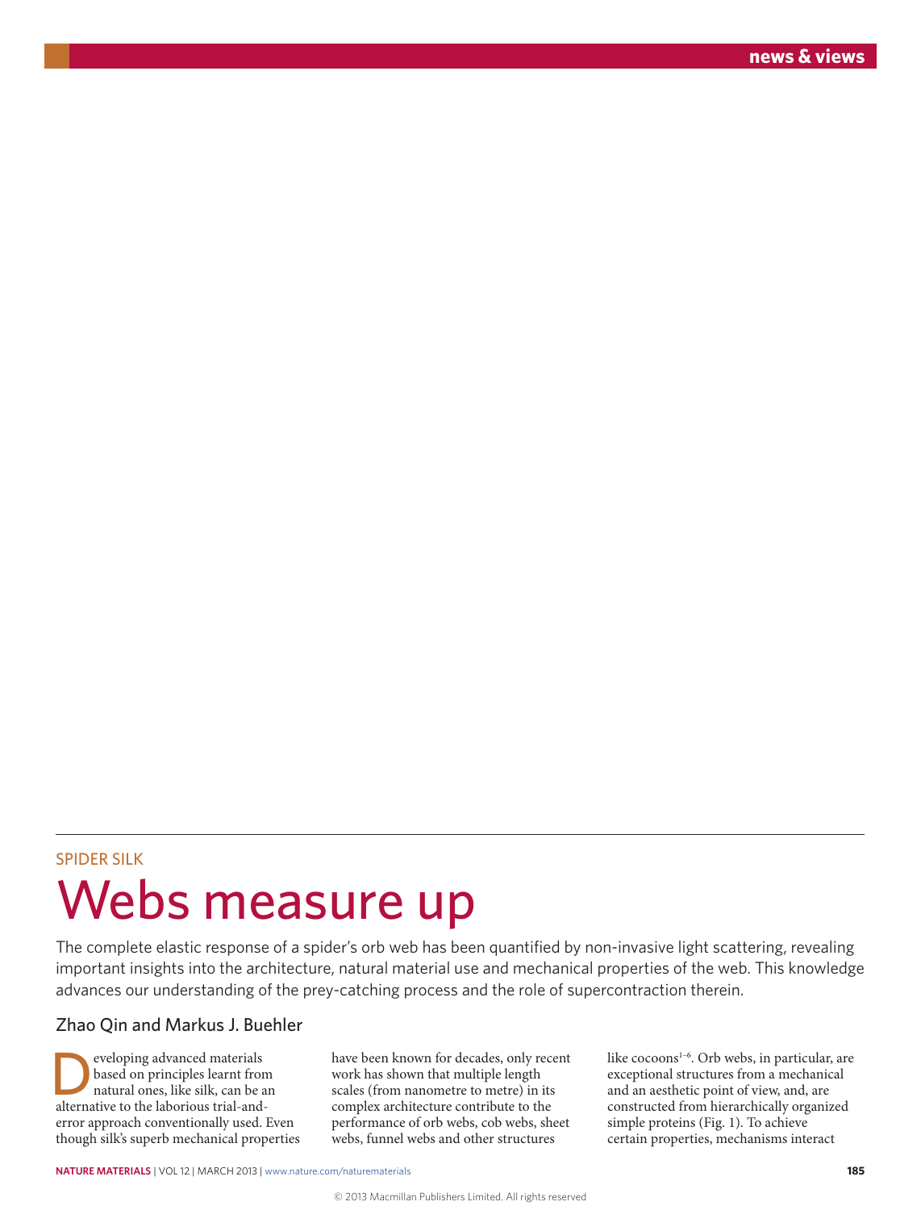SPIDER SILK

# Webs measure up

The complete elastic response of a spider's orb web has been quantified by non-invasive light scattering, revealing important insights into the architecture, natural material use and mechanical properties of the web. This knowledge advances our understanding of the prey-catching process and the role of supercontraction therein.

## Zhao Qin and Markus J. Buehler

Developing advanced materials based on principles learnt from natural ones, like silk, can be an alternative to the laborious trial-and-error approach conventionally used. Even though silk's superb mechanical properties have been known for decades, only recent work has shown that multiple length scales (from nanometre to metre) in its complex architecture contribute to the performance of orb webs, cob webs, sheet webs, funnel webs and other structures like cocoons[1–6]. Orb webs, in particular, are exceptional structures from a mechanical and an aesthetic point of view, and, are constructed from hierarchically organized simple proteins (Fig. 1). To achieve certain properties, mechanisms interact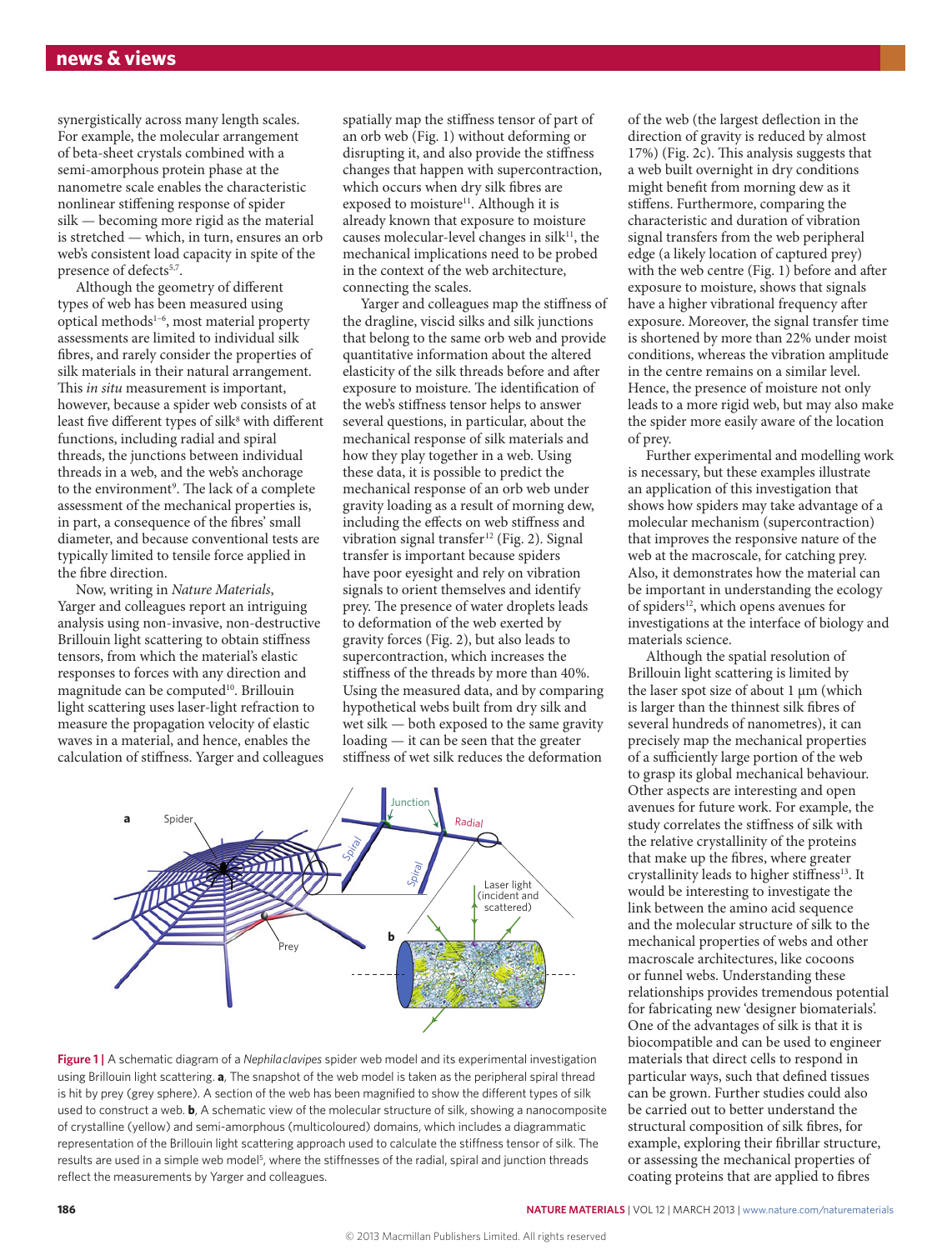synergistically across many length scales. For example, the molecular arrangement of beta-sheet crystals combined with a semi-amorphous protein phase at the nanometre scale enables the characteristic nonlinear stiffening response of spider silk — becoming more rigid as the material is stretched — which, in turn, ensures an orb web's consistent load capacity in spite of the presence of defects[5,7].

Although the geometry of different types of web has been measured using optical methods[1–6], most material property assessments are limited to individual silk fibres, and rarely consider the properties of silk materials in their natural arrangement. This *in situ* measurement is important, however, because a spider web consists of at least five different types of silk[8] with different functions, including radial and spiral threads, the junctions between individual threads in a web, and the web's anchorage to the environment[9]. The lack of a complete assessment of the mechanical properties is, in part, a consequence of the fibres' small diameter, and because conventional tests are typically limited to tensile force applied in the fibre direction.

Now, writing in *Nature Materials*, Yarger and colleagues report an intriguing analysis using non-invasive, non-destructive Brillouin light scattering to obtain stiffness tensors, from which the material's elastic responses to forces with any direction and magnitude can be computed[10]. Brillouin light scattering uses laser-light refraction to measure the propagation velocity of elastic waves in a material, and hence, enables the calculation of stiffness. Yarger and colleagues spatially map the stiffness tensor of part of an orb web (Fig. 1) without deforming or disrupting it, and also provide the stiffness changes that happen with supercontraction, which occurs when dry silk fibres are exposed to moisture[11]. Although it is already known that exposure to moisture causes molecular-level changes in silk[11], the mechanical implications need to be probed in the context of the web architecture, connecting the scales.

Yarger and colleagues map the stiffness of the dragline, viscid silks and silk junctions that belong to the same orb web and provide quantitative information about the altered elasticity of the silk threads before and after exposure to moisture. The identification of the web's stiffness tensor helps to answer several questions, in particular, about the mechanical response of silk materials and how they play together in a web. Using these data, it is possible to predict the mechanical response of an orb web under gravity loading as a result of morning dew, including the effects on web stiffness and vibration signal transfer[12] (Fig. 2). Signal transfer is important because spiders have poor eyesight and rely on vibration signals to orient themselves and identify prey. The presence of water droplets leads to deformation of the web exerted by gravity forces (Fig. 2), but also leads to supercontraction, which increases the stiffness of the threads by more than 40%. Using the measured data, and by comparing hypothetical webs built from dry silk and wet silk — both exposed to the same gravity loading — it can be seen that the greater stiffness of wet silk reduces the deformation of the web (the largest deflection in the direction of gravity is reduced by almost 17%) (Fig. 2c). This analysis suggests that a web built overnight in dry conditions might benefit from morning dew as it stiffens. Furthermore, comparing the characteristic and duration of vibration signal transfers from the web peripheral edge (a likely location of captured prey) with the web centre (Fig. 1) before and after exposure to moisture, shows that signals have a higher vibrational frequency after exposure. Moreover, the signal transfer time is shortened by more than 22% under moist conditions, whereas the vibration amplitude in the centre remains on a similar level. Hence, the presence of moisture not only leads to a more rigid web, but may also make the spider more easily aware of the location of prey.

Further experimental and modelling work is necessary, but these examples illustrate an application of this investigation that shows how spiders may take advantage of a molecular mechanism (supercontraction) that improves the responsive nature of the web at the macroscale, for catching prey. Also, it demonstrates how the material can be important in understanding the ecology of spiders[12], which opens avenues for investigations at the interface of biology and materials science.

Although the spatial resolution of Brillouin light scattering is limited by the laser spot size of about 1 μm (which is larger than the thinnest silk fibres of several hundreds of nanometres), it can precisely map the mechanical properties of a sufficiently large portion of the web to grasp its global mechanical behaviour. Other aspects are interesting and open avenues for future work. For example, the study correlates the stiffness of silk with the relative crystallinity of the proteins that make up the fibres, where greater crystallinity leads to higher stiffness[13]. It would be interesting to investigate the link between the amino acid sequence and the molecular structure of silk to the mechanical properties of webs and other macroscale architectures, like cocoons or funnel webs. Understanding these relationships provides tremendous potential for fabricating new 'designer biomaterials'. One of the advantages of silk is that it is biocompatible and can be used to engineer materials that direct cells to respond in particular ways, such that defined tissues can be grown. Further studies could also be carried out to better understand the structural composition of silk fibres, for example, exploring their fibrillar structure, or assessing the mechanical properties of coating proteins that are applied to fibres

**Figure 1 |** A schematic diagram of a *Nephila clavipes* spider web model and its experimental investigation using Brillouin light scattering. **a**, The snapshot of the web model is taken as the peripheral spiral thread is hit by prey (grey sphere). A section of the web has been magnified to show the different types of silk used to construct a web. **b**, A schematic view of the molecular structure of silk, showing a nanocomposite of crystalline (yellow) and semi-amorphous (multicoloured) domains, which includes a diagrammatic representation of the Brillouin light scattering approach used to calculate the stiffness tensor of silk. The results are used in a simple web model[5], where the stiffnesses of the radial, spiral and junction threads reflect the measurements by Yarger and colleagues.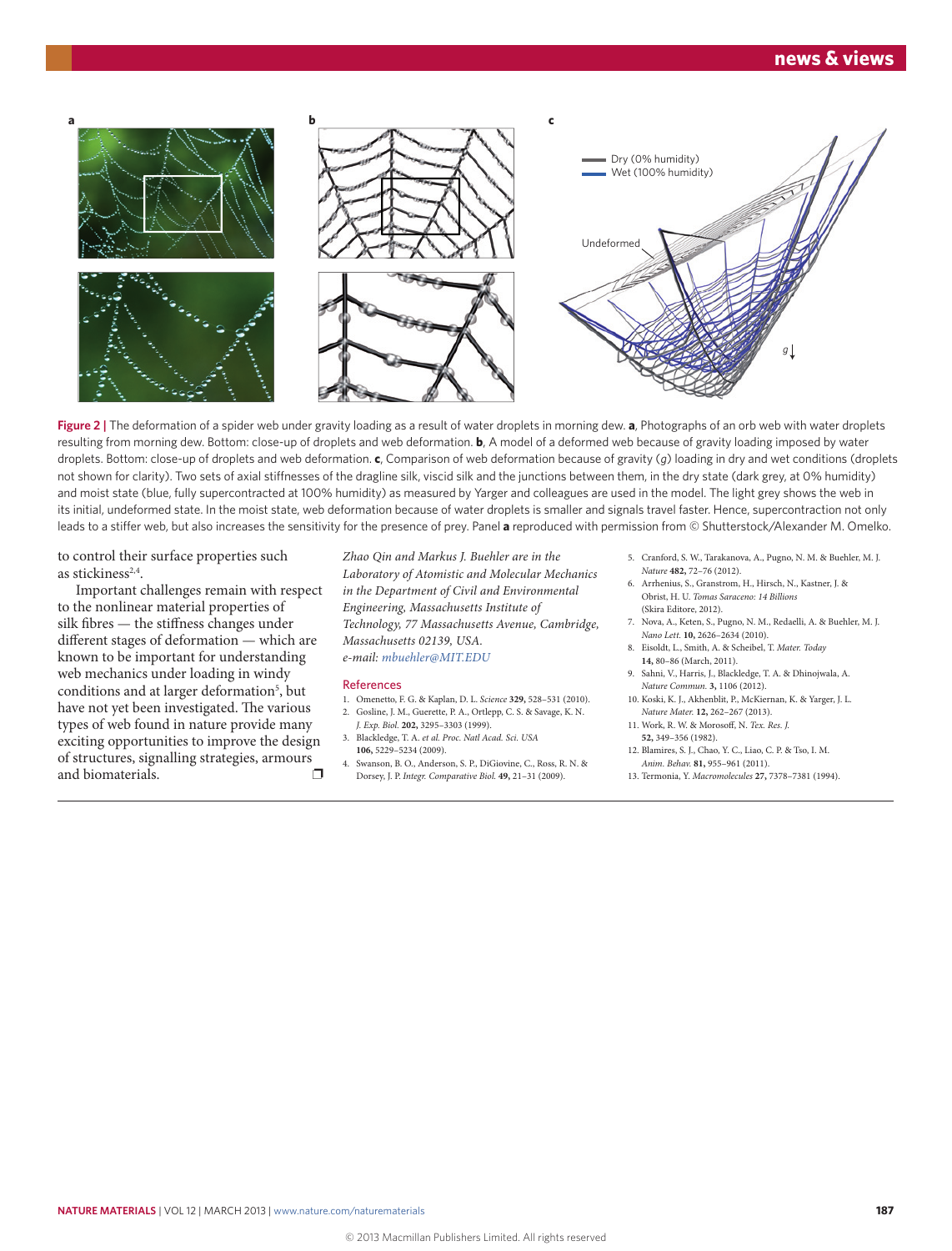a

b

c

Dry (0% humidity)
Wet (100% humidity)

Undeformed

$g$

**Figure 2 |** The deformation of a spider web under gravity loading as a result of water droplets in morning dew. **a**, Photographs of an orb web with water droplets resulting from morning dew. Bottom: close-up of droplets and web deformation. **b**, A model of a deformed web because of gravity loading imposed by water droplets. Bottom: close-up of droplets and web deformation. **c**, Comparison of web deformation because of gravity ($g$) loading in dry and wet conditions (droplets not shown for clarity). Two sets of axial stiffnesses of the dragline silk, viscid silk and the junctions between them, in the dry state (dark grey, at 0% humidity) and moist state (blue, fully supercontracted at 100% humidity) as measured by Yarger and colleagues are used in the model. The light grey shows the web in its initial, undeformed state. In the moist state, web deformation because of water droplets is smaller and signals travel faster. Hence, supercontraction not only leads to a stiffer web, but also increases the sensitivity for the presence of prey. Panel **a** reproduced with permission from © Shutterstock/Alexander M. Omelko.

to control their surface properties such as stickiness[2,4].

Important challenges remain with respect to the nonlinear material properties of silk fibres — the stiffness changes under different stages of deformation — which are known to be important for understanding web mechanics under loading in windy conditions and at larger deformation[5], but have not yet been investigated. The various types of web found in nature provide many exciting opportunities to improve the design of structures, signalling strategies, armours and biomaterials. ❐

*Zhao Qin and Markus J. Buehler are in the Laboratory of Atomistic and Molecular Mechanics in the Department of Civil and Environmental Engineering, Massachusetts Institute of Technology, 77 Massachusetts Avenue, Cambridge, Massachusetts 02139, USA.*
*e-mail: mbuehler@MIT.EDU*

## References

1. Omenetto, F. G. & Kaplan, D. L. *Science* **329,** 528–531 (2010).
2. Gosline, J. M., Guerette, P. A., Ortlepp, C. S. & Savage, K. N. *J. Exp. Biol.* **202,** 3295–3303 (1999).
3. Blackledge, T. A. *et al. Proc. Natl Acad. Sci. USA* **106,** 5229–5234 (2009).
4. Swanson, B. O., Anderson, S. P., DiGiovine, C., Ross, R. N. & Dorsey, J. P. *Integr. Comparative Biol.* **49,** 21–31 (2009).
5. Cranford, S. W., Tarakanova, A., Pugno, N. M. & Buehler, M. J. *Nature* **482,** 72–76 (2012).
6. Arrhenius, S., Granstrom, H., Hirsch, N., Kastner, J. & Obrist, H. U. *Tomas Saraceno: 14 Billions* (Skira Editore, 2012).
7. Nova, A., Keten, S., Pugno, N. M., Redaelli, A. & Buehler, M. J. *Nano Lett.* **10,** 2626–2634 (2010).
8. Eisoldt, L., Smith, A. & Scheibel, T. *Mater. Today* **14,** 80–86 (March, 2011).
9. Sahni, V., Harris, J., Blackledge, T. A. & Dhinojwala, A. *Nature Commun.* **3,** 1106 (2012).
10. Koski, K. J., Akhenblit, P., McKiernan, K. & Yarger, J. L. *Nature Mater.* **12,** 262–267 (2013).
11. Work, R. W. & Morosoff, N. *Tex. Res. J.* **52,** 349–356 (1982).
12. Blamires, S. J., Chao, Y. C., Liao, C. P. & Tso, I. M. *Anim. Behav.* **81,** 955–961 (2011).
13. Termonia, Y. *Macromolecules* **27,** 7378–7381 (1994).